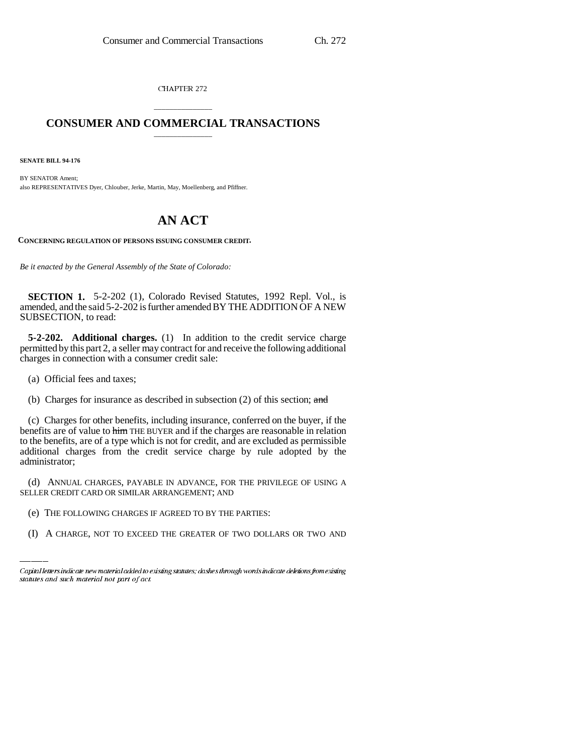CHAPTER 272

# CONSUMER AND COMMERCIAL TRANSACTIONS

**SENATE BILL 94-176**

BY SENATOR Ament;
also REPRESENTATIVES Dyer, Chlouber, Jerke, Martin, May, Moellenberg, and Pfiffner.

# AN ACT

**CONCERNING REGULATION OF PERSONS ISSUING CONSUMER CREDIT.**

*Be it enacted by the General Assembly of the State of Colorado:*

**SECTION 1.** 5-2-202 (1), Colorado Revised Statutes, 1992 Repl. Vol., is amended, and the said 5-2-202 is further amended BY THE ADDITION OF A NEW SUBSECTION, to read:

**5-2-202. Additional charges.** (1) In addition to the credit service charge permitted by this part 2, a seller may contract for and receive the following additional charges in connection with a consumer credit sale:

(a) Official fees and taxes;

(b) Charges for insurance as described in subsection (2) of this section; ~~and~~

(c) Charges for other benefits, including insurance, conferred on the buyer, if the benefits are of value to ~~him~~ THE BUYER and if the charges are reasonable in relation to the benefits, are of a type which is not for credit, and are excluded as permissible additional charges from the credit service charge by rule adopted by the administrator;

(d) ANNUAL CHARGES, PAYABLE IN ADVANCE, FOR THE PRIVILEGE OF USING A SELLER CREDIT CARD OR SIMILAR ARRANGEMENT; AND

(e) THE FOLLOWING CHARGES IF AGREED TO BY THE PARTIES:

(I) A CHARGE, NOT TO EXCEED THE GREATER OF TWO DOLLARS OR TWO AND

*Capital letters indicate new material added to existing statutes; dashes through words indicate deletions from existing statutes and such material not part of act.*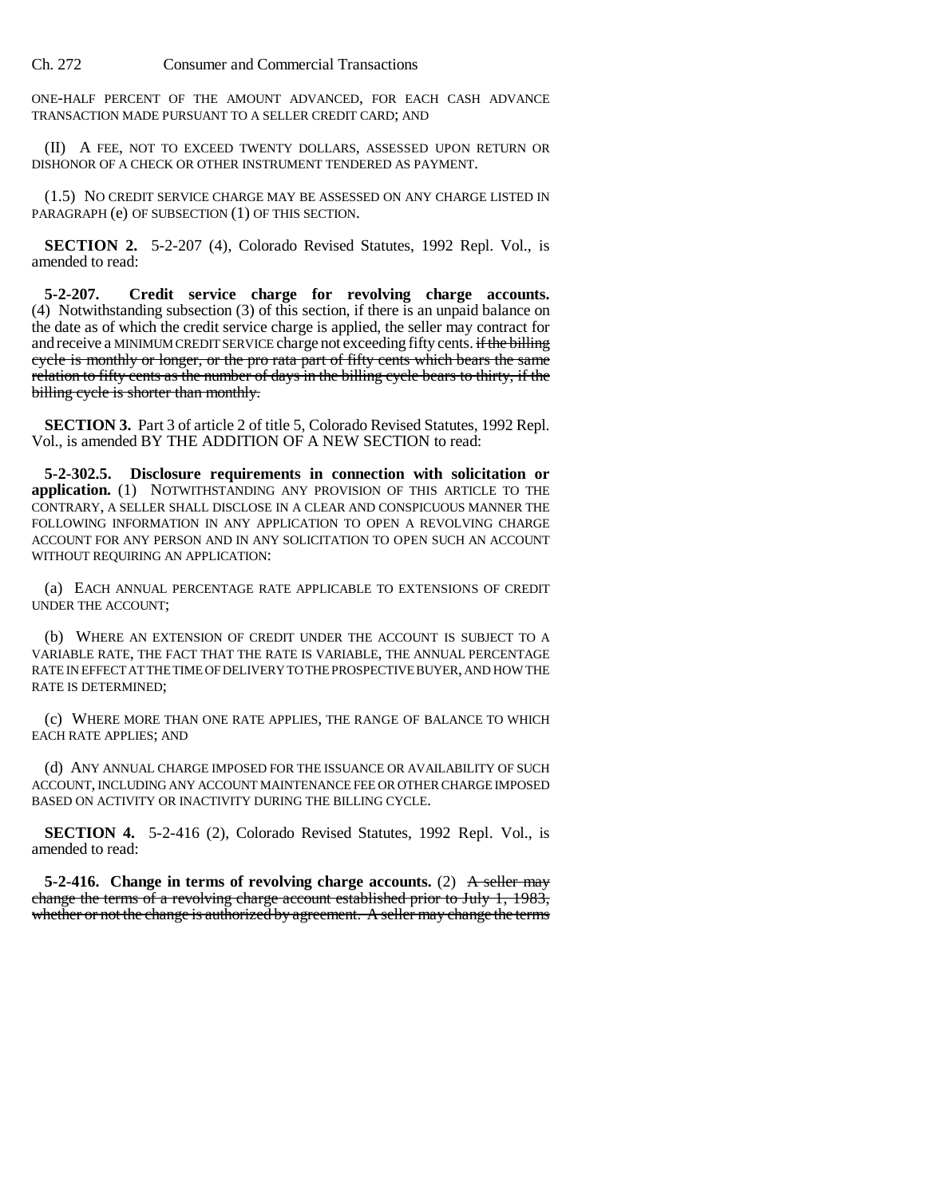ONE-HALF PERCENT OF THE AMOUNT ADVANCED, FOR EACH CASH ADVANCE TRANSACTION MADE PURSUANT TO A SELLER CREDIT CARD; AND

(II) A FEE, NOT TO EXCEED TWENTY DOLLARS, ASSESSED UPON RETURN OR DISHONOR OF A CHECK OR OTHER INSTRUMENT TENDERED AS PAYMENT.

(1.5) NO CREDIT SERVICE CHARGE MAY BE ASSESSED ON ANY CHARGE LISTED IN PARAGRAPH (e) OF SUBSECTION (1) OF THIS SECTION.

**SECTION 2.** 5-2-207 (4), Colorado Revised Statutes, 1992 Repl. Vol., is amended to read:

**5-2-207. Credit service charge for revolving charge accounts.** (4) Notwithstanding subsection (3) of this section, if there is an unpaid balance on the date as of which the credit service charge is applied, the seller may contract for and receive a MINIMUM CREDIT SERVICE charge not exceeding fifty cents. ~~if the billing cycle is monthly or longer, or the pro rata part of fifty cents which bears the same relation to fifty cents as the number of days in the billing cycle bears to thirty, if the billing cycle is shorter than monthly.~~

**SECTION 3.** Part 3 of article 2 of title 5, Colorado Revised Statutes, 1992 Repl. Vol., is amended BY THE ADDITION OF A NEW SECTION to read:

**5-2-302.5. Disclosure requirements in connection with solicitation or application.** (1) NOTWITHSTANDING ANY PROVISION OF THIS ARTICLE TO THE CONTRARY, A SELLER SHALL DISCLOSE IN A CLEAR AND CONSPICUOUS MANNER THE FOLLOWING INFORMATION IN ANY APPLICATION TO OPEN A REVOLVING CHARGE ACCOUNT FOR ANY PERSON AND IN ANY SOLICITATION TO OPEN SUCH AN ACCOUNT WITHOUT REQUIRING AN APPLICATION:

(a) EACH ANNUAL PERCENTAGE RATE APPLICABLE TO EXTENSIONS OF CREDIT UNDER THE ACCOUNT;

(b) WHERE AN EXTENSION OF CREDIT UNDER THE ACCOUNT IS SUBJECT TO A VARIABLE RATE, THE FACT THAT THE RATE IS VARIABLE, THE ANNUAL PERCENTAGE RATE IN EFFECT AT THE TIME OF DELIVERY TO THE PROSPECTIVE BUYER, AND HOW THE RATE IS DETERMINED;

(c) WHERE MORE THAN ONE RATE APPLIES, THE RANGE OF BALANCE TO WHICH EACH RATE APPLIES; AND

(d) ANY ANNUAL CHARGE IMPOSED FOR THE ISSUANCE OR AVAILABILITY OF SUCH ACCOUNT, INCLUDING ANY ACCOUNT MAINTENANCE FEE OR OTHER CHARGE IMPOSED BASED ON ACTIVITY OR INACTIVITY DURING THE BILLING CYCLE.

**SECTION 4.** 5-2-416 (2), Colorado Revised Statutes, 1992 Repl. Vol., is amended to read:

**5-2-416. Change in terms of revolving charge accounts.** (2) ~~A seller may change the terms of a revolving charge account established prior to July 1, 1983, whether or not the change is authorized by agreement. A seller may change the terms~~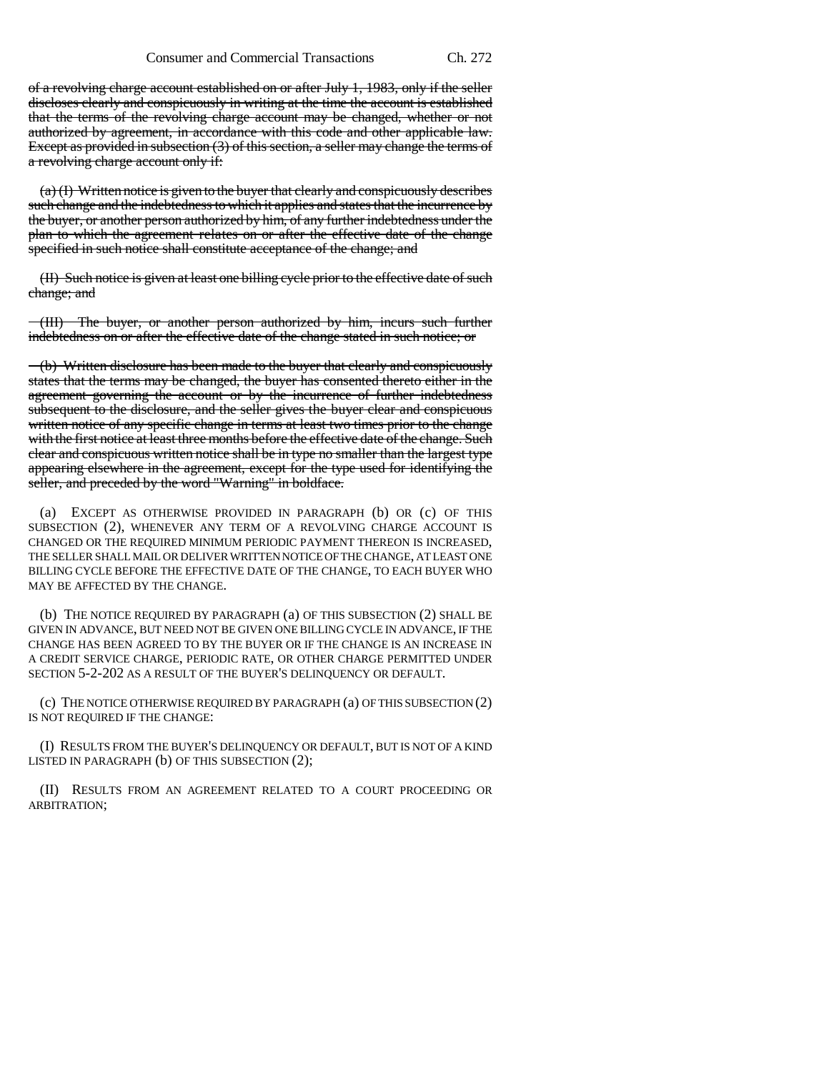~~of a revolving charge account established on or after July 1, 1983, only if the seller discloses clearly and conspicuously in writing at the time the account is established that the terms of the revolving charge account may be changed, whether or not authorized by agreement, in accordance with this code and other applicable law. Except as provided in subsection (3) of this section, a seller may change the terms of a revolving charge account only if:~~

~~(a) (I) Written notice is given to the buyer that clearly and conspicuously describes such change and the indebtedness to which it applies and states that the incurrence by the buyer, or another person authorized by him, of any further indebtedness under the plan to which the agreement relates on or after the effective date of the change specified in such notice shall constitute acceptance of the change; and~~

~~(II) Such notice is given at least one billing cycle prior to the effective date of such change; and~~

~~(III) The buyer, or another person authorized by him, incurs such further indebtedness on or after the effective date of the change stated in such notice; or~~

~~(b) Written disclosure has been made to the buyer that clearly and conspicuously states that the terms may be changed, the buyer has consented thereto either in the agreement governing the account or by the incurrence of further indebtedness subsequent to the disclosure, and the seller gives the buyer clear and conspicuous written notice of any specific change in terms at least two times prior to the change with the first notice at least three months before the effective date of the change. Such clear and conspicuous written notice shall be in type no smaller than the largest type appearing elsewhere in the agreement, except for the type used for identifying the seller, and preceded by the word "Warning" in boldface.~~

(a) EXCEPT AS OTHERWISE PROVIDED IN PARAGRAPH (b) OR (c) OF THIS SUBSECTION (2), WHENEVER ANY TERM OF A REVOLVING CHARGE ACCOUNT IS CHANGED OR THE REQUIRED MINIMUM PERIODIC PAYMENT THEREON IS INCREASED, THE SELLER SHALL MAIL OR DELIVER WRITTEN NOTICE OF THE CHANGE, AT LEAST ONE BILLING CYCLE BEFORE THE EFFECTIVE DATE OF THE CHANGE, TO EACH BUYER WHO MAY BE AFFECTED BY THE CHANGE.

(b) THE NOTICE REQUIRED BY PARAGRAPH (a) OF THIS SUBSECTION (2) SHALL BE GIVEN IN ADVANCE, BUT NEED NOT BE GIVEN ONE BILLING CYCLE IN ADVANCE, IF THE CHANGE HAS BEEN AGREED TO BY THE BUYER OR IF THE CHANGE IS AN INCREASE IN A CREDIT SERVICE CHARGE, PERIODIC RATE, OR OTHER CHARGE PERMITTED UNDER SECTION 5-2-202 AS A RESULT OF THE BUYER'S DELINQUENCY OR DEFAULT.

(c) THE NOTICE OTHERWISE REQUIRED BY PARAGRAPH (a) OF THIS SUBSECTION (2) IS NOT REQUIRED IF THE CHANGE:

(I) RESULTS FROM THE BUYER'S DELINQUENCY OR DEFAULT, BUT IS NOT OF A KIND LISTED IN PARAGRAPH (b) OF THIS SUBSECTION (2);

(II) RESULTS FROM AN AGREEMENT RELATED TO A COURT PROCEEDING OR ARBITRATION;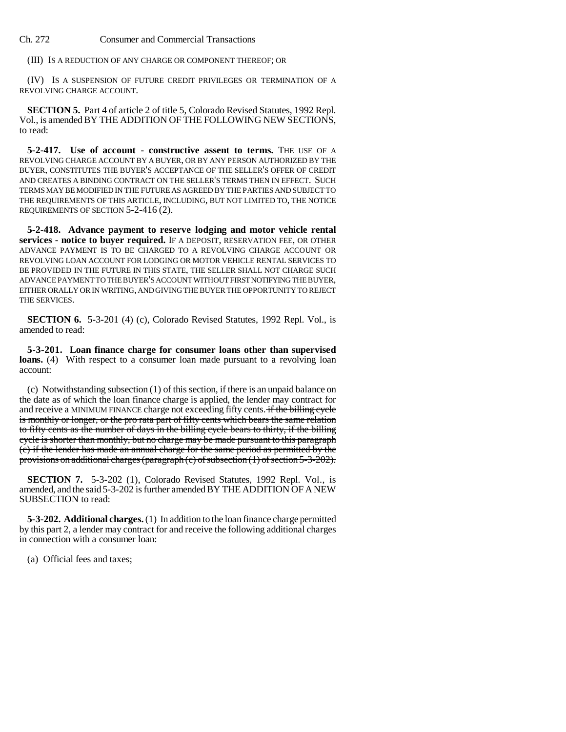(III) IS A REDUCTION OF ANY CHARGE OR COMPONENT THEREOF; OR

(IV) IS A SUSPENSION OF FUTURE CREDIT PRIVILEGES OR TERMINATION OF A REVOLVING CHARGE ACCOUNT.

**SECTION 5.** Part 4 of article 2 of title 5, Colorado Revised Statutes, 1992 Repl. Vol., is amended BY THE ADDITION OF THE FOLLOWING NEW SECTIONS, to read:

**5-2-417. Use of account - constructive assent to terms.** THE USE OF A REVOLVING CHARGE ACCOUNT BY A BUYER, OR BY ANY PERSON AUTHORIZED BY THE BUYER, CONSTITUTES THE BUYER'S ACCEPTANCE OF THE SELLER'S OFFER OF CREDIT AND CREATES A BINDING CONTRACT ON THE SELLER'S TERMS THEN IN EFFECT. SUCH TERMS MAY BE MODIFIED IN THE FUTURE AS AGREED BY THE PARTIES AND SUBJECT TO THE REQUIREMENTS OF THIS ARTICLE, INCLUDING, BUT NOT LIMITED TO, THE NOTICE REQUIREMENTS OF SECTION 5-2-416 (2).

**5-2-418. Advance payment to reserve lodging and motor vehicle rental services - notice to buyer required.** IF A DEPOSIT, RESERVATION FEE, OR OTHER ADVANCE PAYMENT IS TO BE CHARGED TO A REVOLVING CHARGE ACCOUNT OR REVOLVING LOAN ACCOUNT FOR LODGING OR MOTOR VEHICLE RENTAL SERVICES TO BE PROVIDED IN THE FUTURE IN THIS STATE, THE SELLER SHALL NOT CHARGE SUCH ADVANCE PAYMENT TO THE BUYER'S ACCOUNT WITHOUT FIRST NOTIFYING THE BUYER, EITHER ORALLY OR IN WRITING, AND GIVING THE BUYER THE OPPORTUNITY TO REJECT THE SERVICES.

**SECTION 6.** 5-3-201 (4) (c), Colorado Revised Statutes, 1992 Repl. Vol., is amended to read:

**5-3-201. Loan finance charge for consumer loans other than supervised loans.** (4) With respect to a consumer loan made pursuant to a revolving loan account:

(c) Notwithstanding subsection (1) of this section, if there is an unpaid balance on the date as of which the loan finance charge is applied, the lender may contract for and receive a MINIMUM FINANCE charge not exceeding fifty cents. ~~if the billing cycle is monthly or longer, or the pro rata part of fifty cents which bears the same relation to fifty cents as the number of days in the billing cycle bears to thirty, if the billing cycle is shorter than monthly, but no charge may be made pursuant to this paragraph (c) if the lender has made an annual charge for the same period as permitted by the provisions on additional charges (paragraph (c) of subsection (1) of section 5-3-202).~~

**SECTION 7.** 5-3-202 (1), Colorado Revised Statutes, 1992 Repl. Vol., is amended, and the said 5-3-202 is further amended BY THE ADDITION OF A NEW SUBSECTION to read:

**5-3-202. Additional charges.** (1) In addition to the loan finance charge permitted by this part 2, a lender may contract for and receive the following additional charges in connection with a consumer loan:

(a) Official fees and taxes;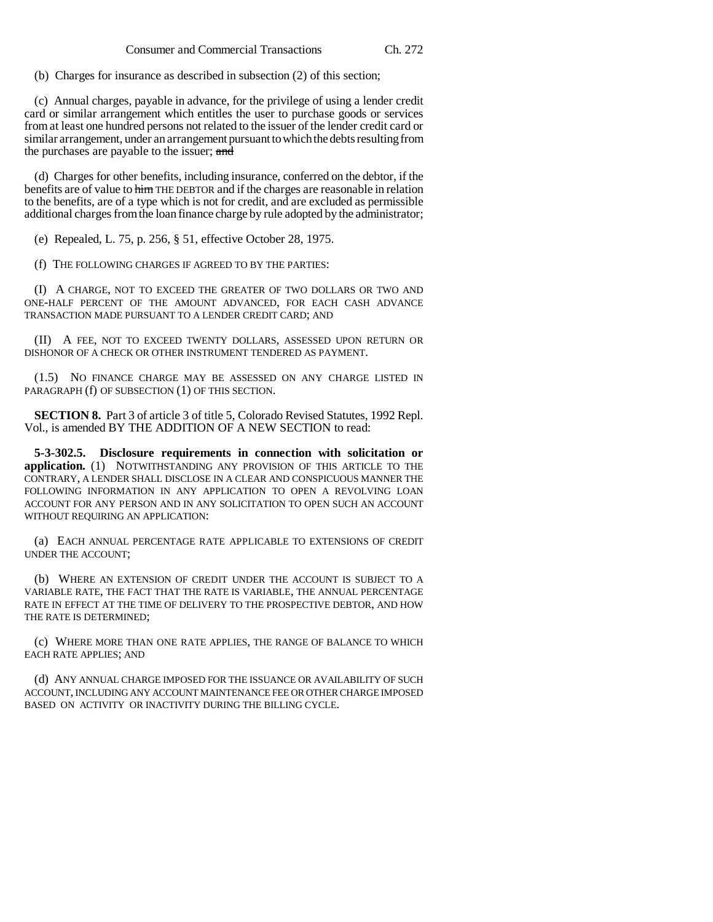(b) Charges for insurance as described in subsection (2) of this section;

(c) Annual charges, payable in advance, for the privilege of using a lender credit card or similar arrangement which entitles the user to purchase goods or services from at least one hundred persons not related to the issuer of the lender credit card or similar arrangement, under an arrangement pursuant to which the debts resulting from the purchases are payable to the issuer; ~~and~~

(d) Charges for other benefits, including insurance, conferred on the debtor, if the benefits are of value to ~~him~~ THE DEBTOR and if the charges are reasonable in relation to the benefits, are of a type which is not for credit, and are excluded as permissible additional charges from the loan finance charge by rule adopted by the administrator;

(e) Repealed, L. 75, p. 256, § 51, effective October 28, 1975.

(f) THE FOLLOWING CHARGES IF AGREED TO BY THE PARTIES:

(I) A CHARGE, NOT TO EXCEED THE GREATER OF TWO DOLLARS OR TWO AND ONE-HALF PERCENT OF THE AMOUNT ADVANCED, FOR EACH CASH ADVANCE TRANSACTION MADE PURSUANT TO A LENDER CREDIT CARD; AND

(II) A FEE, NOT TO EXCEED TWENTY DOLLARS, ASSESSED UPON RETURN OR DISHONOR OF A CHECK OR OTHER INSTRUMENT TENDERED AS PAYMENT.

(1.5) NO FINANCE CHARGE MAY BE ASSESSED ON ANY CHARGE LISTED IN PARAGRAPH (f) OF SUBSECTION (1) OF THIS SECTION.

**SECTION 8.** Part 3 of article 3 of title 5, Colorado Revised Statutes, 1992 Repl. Vol., is amended BY THE ADDITION OF A NEW SECTION to read:

**5-3-302.5. Disclosure requirements in connection with solicitation or application.** (1) NOTWITHSTANDING ANY PROVISION OF THIS ARTICLE TO THE CONTRARY, A LENDER SHALL DISCLOSE IN A CLEAR AND CONSPICUOUS MANNER THE FOLLOWING INFORMATION IN ANY APPLICATION TO OPEN A REVOLVING LOAN ACCOUNT FOR ANY PERSON AND IN ANY SOLICITATION TO OPEN SUCH AN ACCOUNT WITHOUT REQUIRING AN APPLICATION:

(a) EACH ANNUAL PERCENTAGE RATE APPLICABLE TO EXTENSIONS OF CREDIT UNDER THE ACCOUNT;

(b) WHERE AN EXTENSION OF CREDIT UNDER THE ACCOUNT IS SUBJECT TO A VARIABLE RATE, THE FACT THAT THE RATE IS VARIABLE, THE ANNUAL PERCENTAGE RATE IN EFFECT AT THE TIME OF DELIVERY TO THE PROSPECTIVE DEBTOR, AND HOW THE RATE IS DETERMINED;

(c) WHERE MORE THAN ONE RATE APPLIES, THE RANGE OF BALANCE TO WHICH EACH RATE APPLIES; AND

(d) ANY ANNUAL CHARGE IMPOSED FOR THE ISSUANCE OR AVAILABILITY OF SUCH ACCOUNT, INCLUDING ANY ACCOUNT MAINTENANCE FEE OR OTHER CHARGE IMPOSED BASED ON ACTIVITY OR INACTIVITY DURING THE BILLING CYCLE.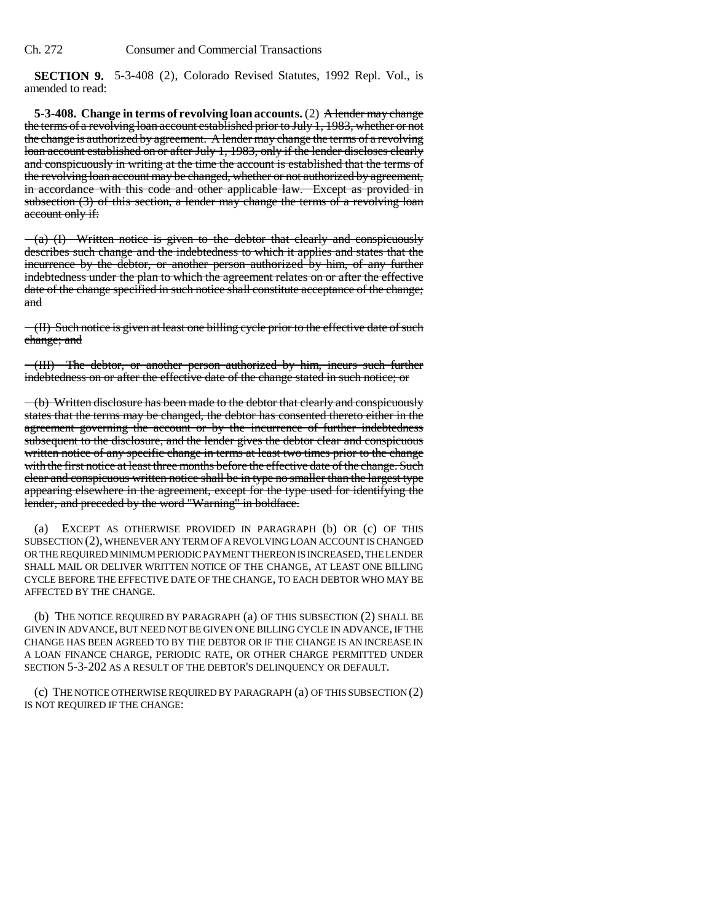**SECTION 9.** 5-3-408 (2), Colorado Revised Statutes, 1992 Repl. Vol., is amended to read:

**5-3-408. Change in terms of revolving loan accounts.** (2) ~~A lender may change the terms of a revolving loan account established prior to July 1, 1983, whether or not the change is authorized by agreement. A lender may change the terms of a revolving loan account established on or after July 1, 1983, only if the lender discloses clearly and conspicuously in writing at the time the account is established that the terms of the revolving loan account may be changed, whether or not authorized by agreement, in accordance with this code and other applicable law. Except as provided in subsection (3) of this section, a lender may change the terms of a revolving loan account only if:~~

~~(a) (I) Written notice is given to the debtor that clearly and conspicuously describes such change and the indebtedness to which it applies and states that the incurrence by the debtor, or another person authorized by him, of any further indebtedness under the plan to which the agreement relates on or after the effective date of the change specified in such notice shall constitute acceptance of the change; and~~

~~(II) Such notice is given at least one billing cycle prior to the effective date of such change; and~~

~~(III) The debtor, or another person authorized by him, incurs such further indebtedness on or after the effective date of the change stated in such notice; or~~

~~(b) Written disclosure has been made to the debtor that clearly and conspicuously states that the terms may be changed, the debtor has consented thereto either in the agreement governing the account or by the incurrence of further indebtedness subsequent to the disclosure, and the lender gives the debtor clear and conspicuous written notice of any specific change in terms at least two times prior to the change with the first notice at least three months before the effective date of the change. Such clear and conspicuous written notice shall be in type no smaller than the largest type appearing elsewhere in the agreement, except for the type used for identifying the lender, and preceded by the word "Warning" in boldface.~~

(a) EXCEPT AS OTHERWISE PROVIDED IN PARAGRAPH (b) OR (c) OF THIS SUBSECTION (2), WHENEVER ANY TERM OF A REVOLVING LOAN ACCOUNT IS CHANGED OR THE REQUIRED MINIMUM PERIODIC PAYMENT THEREON IS INCREASED, THE LENDER SHALL MAIL OR DELIVER WRITTEN NOTICE OF THE CHANGE, AT LEAST ONE BILLING CYCLE BEFORE THE EFFECTIVE DATE OF THE CHANGE, TO EACH DEBTOR WHO MAY BE AFFECTED BY THE CHANGE.

(b) THE NOTICE REQUIRED BY PARAGRAPH (a) OF THIS SUBSECTION (2) SHALL BE GIVEN IN ADVANCE, BUT NEED NOT BE GIVEN ONE BILLING CYCLE IN ADVANCE, IF THE CHANGE HAS BEEN AGREED TO BY THE DEBTOR OR IF THE CHANGE IS AN INCREASE IN A LOAN FINANCE CHARGE, PERIODIC RATE, OR OTHER CHARGE PERMITTED UNDER SECTION 5-3-202 AS A RESULT OF THE DEBTOR'S DELINQUENCY OR DEFAULT.

(c) THE NOTICE OTHERWISE REQUIRED BY PARAGRAPH (a) OF THIS SUBSECTION (2) IS NOT REQUIRED IF THE CHANGE: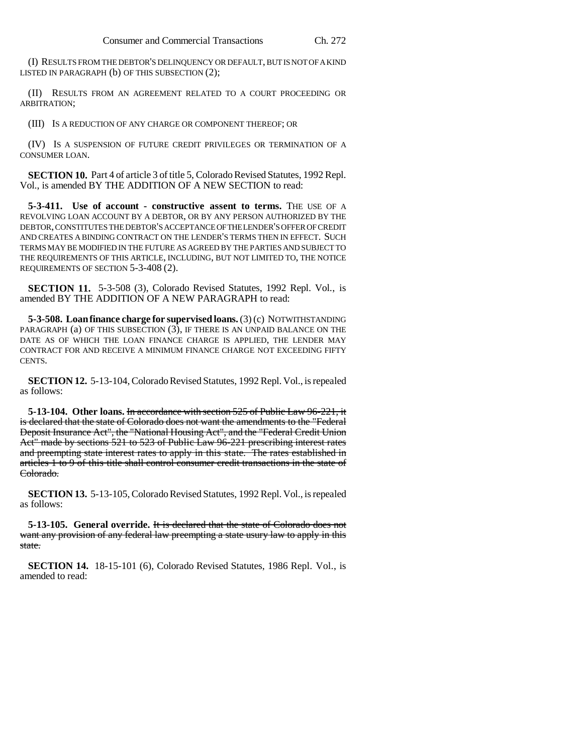(I) RESULTS FROM THE DEBTOR'S DELINQUENCY OR DEFAULT, BUT IS NOT OF A KIND LISTED IN PARAGRAPH (b) OF THIS SUBSECTION (2);

(II) RESULTS FROM AN AGREEMENT RELATED TO A COURT PROCEEDING OR ARBITRATION;

(III) IS A REDUCTION OF ANY CHARGE OR COMPONENT THEREOF; OR

(IV) IS A SUSPENSION OF FUTURE CREDIT PRIVILEGES OR TERMINATION OF A CONSUMER LOAN.

**SECTION 10.** Part 4 of article 3 of title 5, Colorado Revised Statutes, 1992 Repl. Vol., is amended BY THE ADDITION OF A NEW SECTION to read:

**5-3-411. Use of account - constructive assent to terms.** THE USE OF A REVOLVING LOAN ACCOUNT BY A DEBTOR, OR BY ANY PERSON AUTHORIZED BY THE DEBTOR, CONSTITUTES THE DEBTOR'S ACCEPTANCE OF THE LENDER'S OFFER OF CREDIT AND CREATES A BINDING CONTRACT ON THE LENDER'S TERMS THEN IN EFFECT. SUCH TERMS MAY BE MODIFIED IN THE FUTURE AS AGREED BY THE PARTIES AND SUBJECT TO THE REQUIREMENTS OF THIS ARTICLE, INCLUDING, BUT NOT LIMITED TO, THE NOTICE REQUIREMENTS OF SECTION 5-3-408 (2).

**SECTION 11.** 5-3-508 (3), Colorado Revised Statutes, 1992 Repl. Vol., is amended BY THE ADDITION OF A NEW PARAGRAPH to read:

**5-3-508. Loan finance charge for supervised loans.** (3) (c) NOTWITHSTANDING PARAGRAPH (a) OF THIS SUBSECTION (3), IF THERE IS AN UNPAID BALANCE ON THE DATE AS OF WHICH THE LOAN FINANCE CHARGE IS APPLIED, THE LENDER MAY CONTRACT FOR AND RECEIVE A MINIMUM FINANCE CHARGE NOT EXCEEDING FIFTY CENTS.

**SECTION 12.** 5-13-104, Colorado Revised Statutes, 1992 Repl. Vol., is repealed as follows:

**5-13-104. Other loans.** ~~In accordance with section 525 of Public Law 96-221, it is declared that the state of Colorado does not want the amendments to the "Federal Deposit Insurance Act", the "National Housing Act", and the "Federal Credit Union Act" made by sections 521 to 523 of Public Law 96-221 prescribing interest rates and preempting state interest rates to apply in this state. The rates established in articles 1 to 9 of this title shall control consumer credit transactions in the state of Colorado.~~

**SECTION 13.** 5-13-105, Colorado Revised Statutes, 1992 Repl. Vol., is repealed as follows:

**5-13-105. General override.** ~~It is declared that the state of Colorado does not want any provision of any federal law preempting a state usury law to apply in this state.~~

**SECTION 14.** 18-15-101 (6), Colorado Revised Statutes, 1986 Repl. Vol., is amended to read: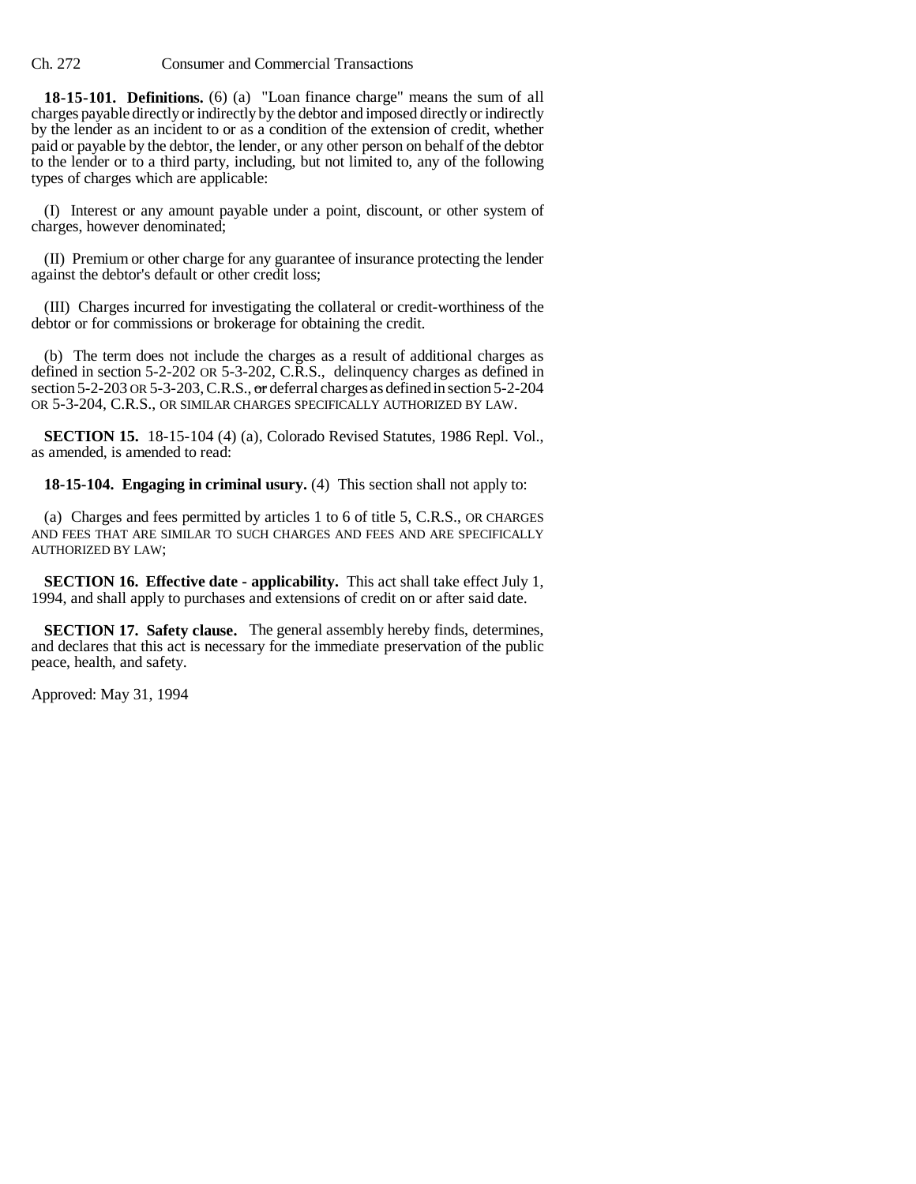**18-15-101. Definitions.** (6) (a) "Loan finance charge" means the sum of all charges payable directly or indirectly by the debtor and imposed directly or indirectly by the lender as an incident to or as a condition of the extension of credit, whether paid or payable by the debtor, the lender, or any other person on behalf of the debtor to the lender or to a third party, including, but not limited to, any of the following types of charges which are applicable:

(I) Interest or any amount payable under a point, discount, or other system of charges, however denominated;

(II) Premium or other charge for any guarantee of insurance protecting the lender against the debtor's default or other credit loss;

(III) Charges incurred for investigating the collateral or credit-worthiness of the debtor or for commissions or brokerage for obtaining the credit.

(b) The term does not include the charges as a result of additional charges as defined in section 5-2-202 OR 5-3-202, C.R.S., delinquency charges as defined in section 5-2-203 OR 5-3-203, C.R.S., ~~or~~ deferral charges as defined in section 5-2-204 OR 5-3-204, C.R.S., OR SIMILAR CHARGES SPECIFICALLY AUTHORIZED BY LAW.

**SECTION 15.** 18-15-104 (4) (a), Colorado Revised Statutes, 1986 Repl. Vol., as amended, is amended to read:

**18-15-104. Engaging in criminal usury.** (4) This section shall not apply to:

(a) Charges and fees permitted by articles 1 to 6 of title 5, C.R.S., OR CHARGES AND FEES THAT ARE SIMILAR TO SUCH CHARGES AND FEES AND ARE SPECIFICALLY AUTHORIZED BY LAW;

**SECTION 16. Effective date - applicability.** This act shall take effect July 1, 1994, and shall apply to purchases and extensions of credit on or after said date.

**SECTION 17. Safety clause.** The general assembly hereby finds, determines, and declares that this act is necessary for the immediate preservation of the public peace, health, and safety.

Approved: May 31, 1994